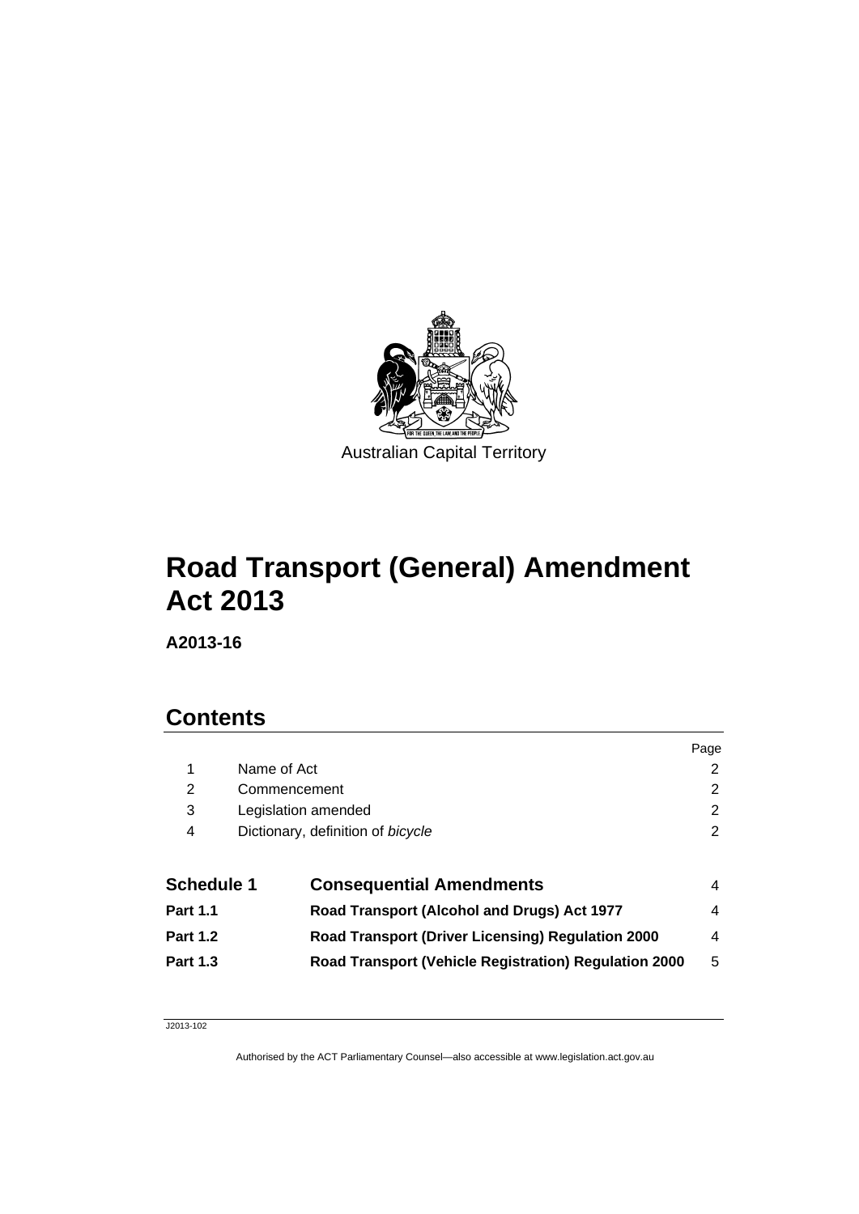Australian Capital Territory

# Road Transport (General) Amendment Act 2013

**A2013-16**

## Contents

| | | Page |
|---|---|---|
| 1 | Name of Act | 2 |
| 2 | Commencement | 2 |
| 3 | Legislation amended | 2 |
| 4 | Dictionary, definition of *bicycle* | 2 |
| **Schedule 1** | **Consequential Amendments** | 4 |
| **Part 1.1** | **Road Transport (Alcohol and Drugs) Act 1977** | 4 |
| **Part 1.2** | **Road Transport (Driver Licensing) Regulation 2000** | 4 |
| **Part 1.3** | **Road Transport (Vehicle Registration) Regulation 2000** | 5 |

J2013-102

Authorised by the ACT Parliamentary Counsel—also accessible at www.legislation.act.gov.au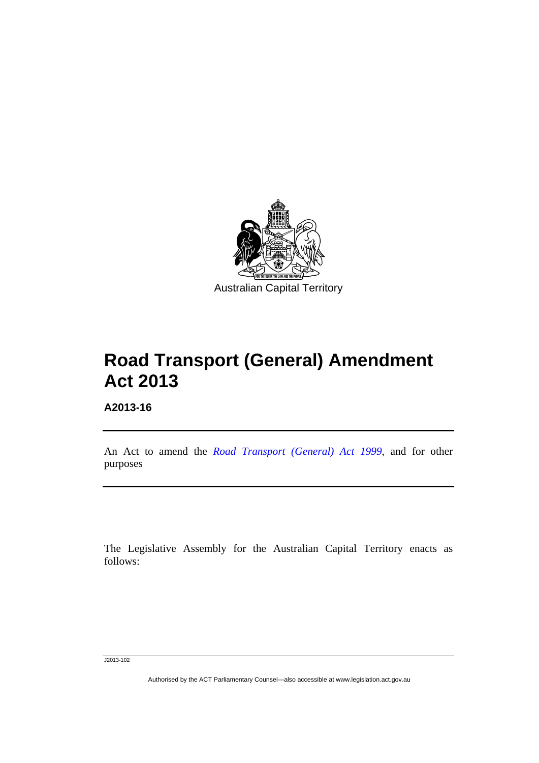Australian Capital Territory

# Road Transport (General) Amendment Act 2013

**A2013-16**

An Act to amend the *Road Transport (General) Act 1999*, and for other purposes

The Legislative Assembly for the Australian Capital Territory enacts as follows:

J2013-102

Authorised by the ACT Parliamentary Counsel—also accessible at www.legislation.act.gov.au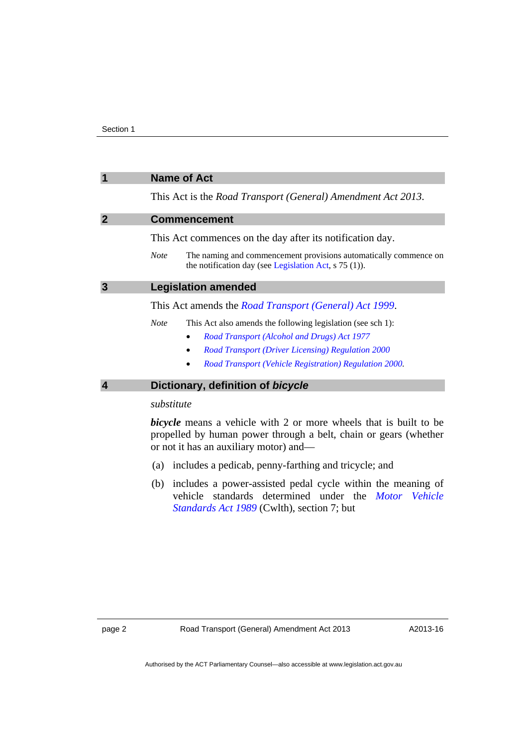## 1 Name of Act

This Act is the *Road Transport (General) Amendment Act 2013*.

## 2 Commencement

This Act commences on the day after its notification day.

*Note* The naming and commencement provisions automatically commence on the notification day (see Legislation Act, s 75 (1)).

## 3 Legislation amended

This Act amends the *Road Transport (General) Act 1999*.

*Note* This Act also amends the following legislation (see sch 1):

- *Road Transport (Alcohol and Drugs) Act 1977*
- *Road Transport (Driver Licensing) Regulation 2000*
- *Road Transport (Vehicle Registration) Regulation 2000*.

## 4 Dictionary, definition of *bicycle*

*substitute*

***bicycle*** means a vehicle with 2 or more wheels that is built to be propelled by human power through a belt, chain or gears (whether or not it has an auxiliary motor) and—

(a) includes a pedicab, penny-farthing and tricycle; and

(b) includes a power-assisted pedal cycle within the meaning of vehicle standards determined under the *Motor Vehicle Standards Act 1989* (Cwlth), section 7; but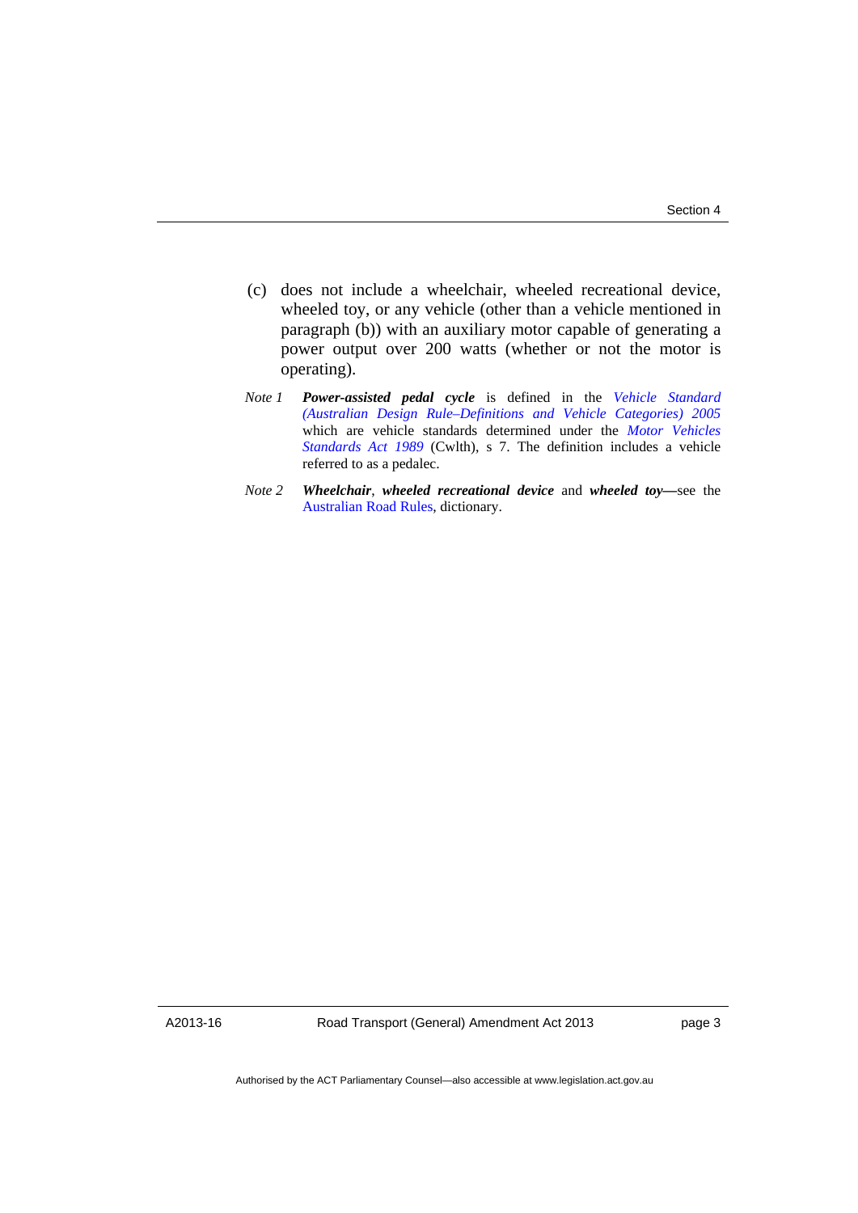(c) does not include a wheelchair, wheeled recreational device, wheeled toy, or any vehicle (other than a vehicle mentioned in paragraph (b)) with an auxiliary motor capable of generating a power output over 200 watts (whether or not the motor is operating).

*Note 1* ***Power-assisted pedal cycle*** is defined in the *Vehicle Standard (Australian Design Rule–Definitions and Vehicle Categories) 2005* which are vehicle standards determined under the *Motor Vehicles Standards Act 1989* (Cwlth), s 7. The definition includes a vehicle referred to as a pedalec.

*Note 2* ***Wheelchair***, ***wheeled recreational device*** and ***wheeled toy***—see the Australian Road Rules, dictionary.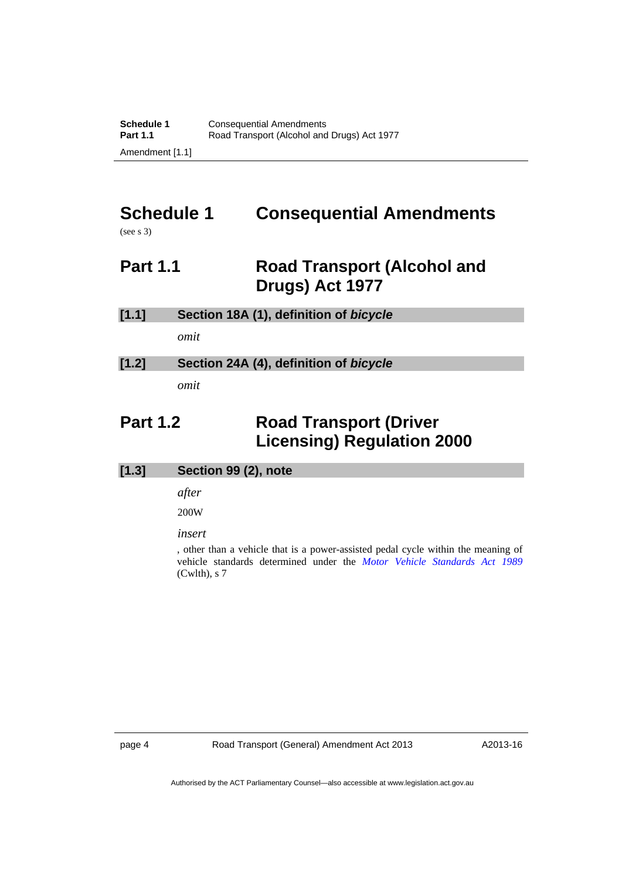# Schedule 1 Consequential Amendments

(see s 3)

## Part 1.1 Road Transport (Alcohol and Drugs) Act 1977

### [1.1] Section 18A (1), definition of *bicycle*

*omit*

### [1.2] Section 24A (4), definition of *bicycle*

*omit*

## Part 1.2 Road Transport (Driver Licensing) Regulation 2000

### [1.3] Section 99 (2), note

*after*

200W

*insert*

, other than a vehicle that is a power-assisted pedal cycle within the meaning of vehicle standards determined under the *Motor Vehicle Standards Act 1989* (Cwlth), s 7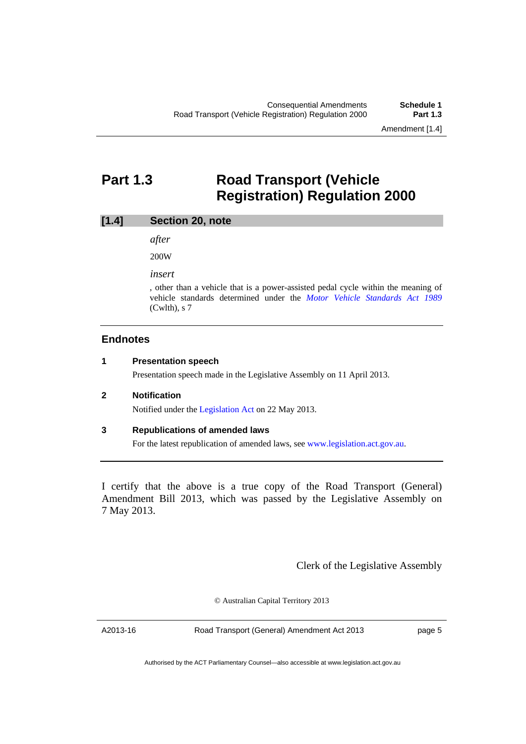## Part 1.3 Road Transport (Vehicle Registration) Regulation 2000

### [1.4] Section 20, note

*after*

200W

*insert*

, other than a vehicle that is a power-assisted pedal cycle within the meaning of vehicle standards determined under the *Motor Vehicle Standards Act 1989* (Cwlth), s 7

## Endnotes

**1 Presentation speech**

Presentation speech made in the Legislative Assembly on 11 April 2013.

**2 Notification**

Notified under the Legislation Act on 22 May 2013.

**3 Republications of amended laws**

For the latest republication of amended laws, see www.legislation.act.gov.au.

---

I certify that the above is a true copy of the Road Transport (General) Amendment Bill 2013, which was passed by the Legislative Assembly on 7 May 2013.

Clerk of the Legislative Assembly

© Australian Capital Territory 2013